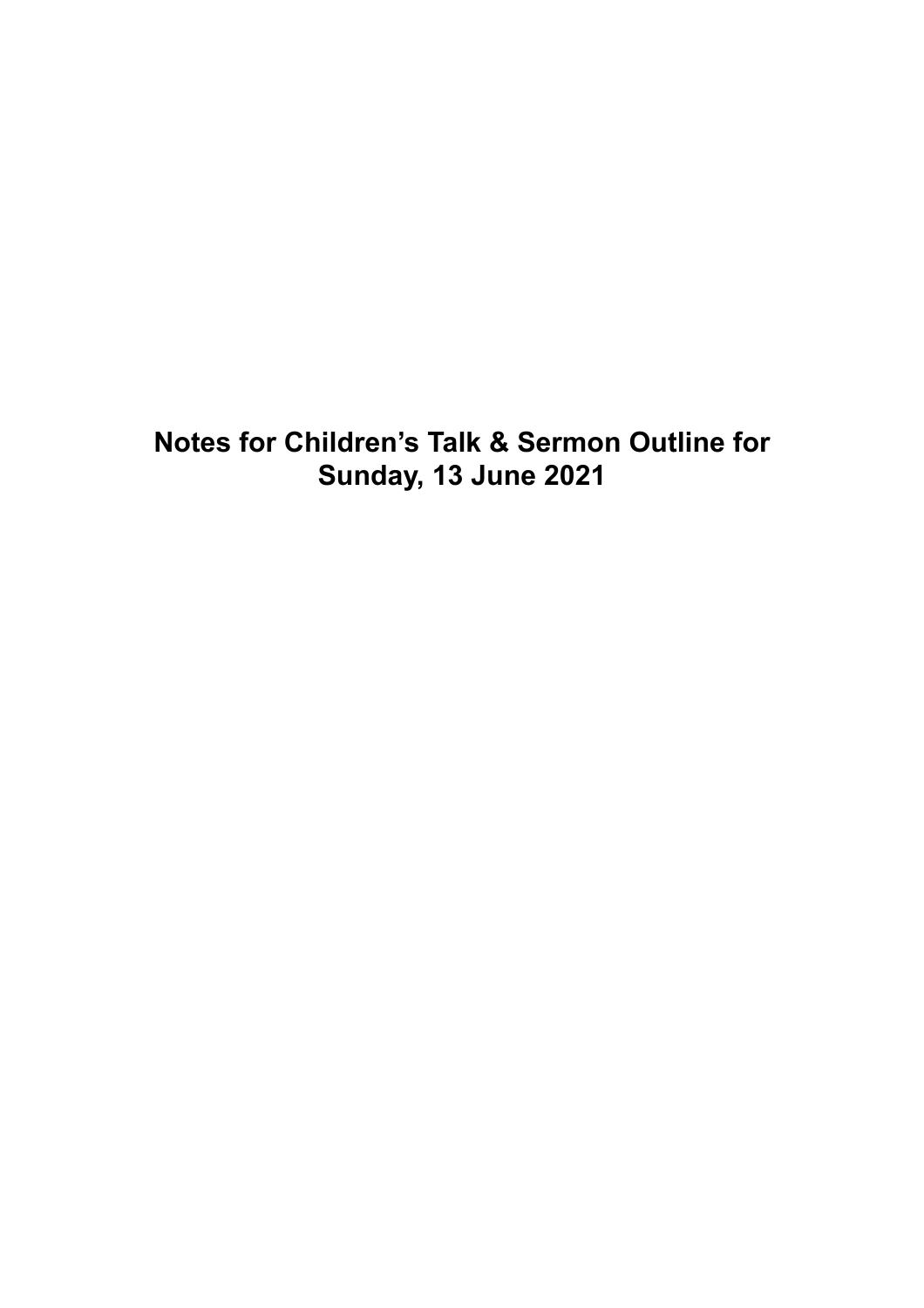# Notes for Children's Talk & Sermon Outline for Sunday, 13 June 2021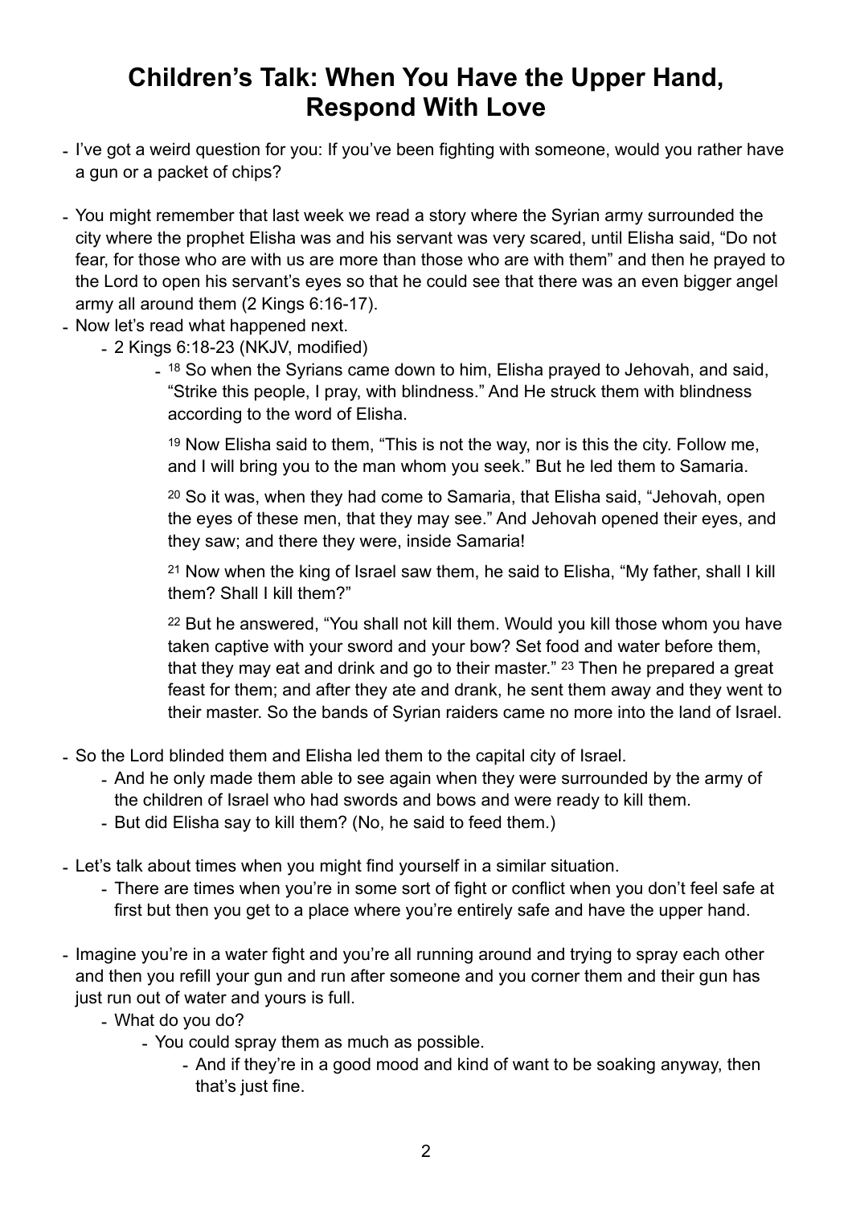# Children's Talk: When You Have the Upper Hand, Respond With Love

- I've got a weird question for you: If you've been fighting with someone, would you rather have a gun or a packet of chips?

- You might remember that last week we read a story where the Syrian army surrounded the city where the prophet Elisha was and his servant was very scared, until Elisha said, "Do not fear, for those who are with us are more than those who are with them" and then he prayed to the Lord to open his servant's eyes so that he could see that there was an even bigger angel army all around them (2 Kings 6:16-17).
- Now let's read what happened next.
  - 2 Kings 6:18-23 (NKJV, modified)
    - [18] So when the Syrians came down to him, Elisha prayed to Jehovah, and said, "Strike this people, I pray, with blindness." And He struck them with blindness according to the word of Elisha.

      [19] Now Elisha said to them, "This is not the way, nor is this the city. Follow me, and I will bring you to the man whom you seek." But he led them to Samaria.

      [20] So it was, when they had come to Samaria, that Elisha said, "Jehovah, open the eyes of these men, that they may see." And Jehovah opened their eyes, and they saw; and there they were, inside Samaria!

      [21] Now when the king of Israel saw them, he said to Elisha, "My father, shall I kill them? Shall I kill them?"

      [22] But he answered, "You shall not kill them. Would you kill those whom you have taken captive with your sword and your bow? Set food and water before them, that they may eat and drink and go to their master." [23] Then he prepared a great feast for them; and after they ate and drank, he sent them away and they went to their master. So the bands of Syrian raiders came no more into the land of Israel.

- So the Lord blinded them and Elisha led them to the capital city of Israel.
  - And he only made them able to see again when they were surrounded by the army of the children of Israel who had swords and bows and were ready to kill them.
  - But did Elisha say to kill them? (No, he said to feed them.)

- Let's talk about times when you might find yourself in a similar situation.
  - There are times when you're in some sort of fight or conflict when you don't feel safe at first but then you get to a place where you're entirely safe and have the upper hand.

- Imagine you're in a water fight and you're all running around and trying to spray each other and then you refill your gun and run after someone and you corner them and their gun has just run out of water and yours is full.
  - What do you do?
    - You could spray them as much as possible.
      - And if they're in a good mood and kind of want to be soaking anyway, then that's just fine.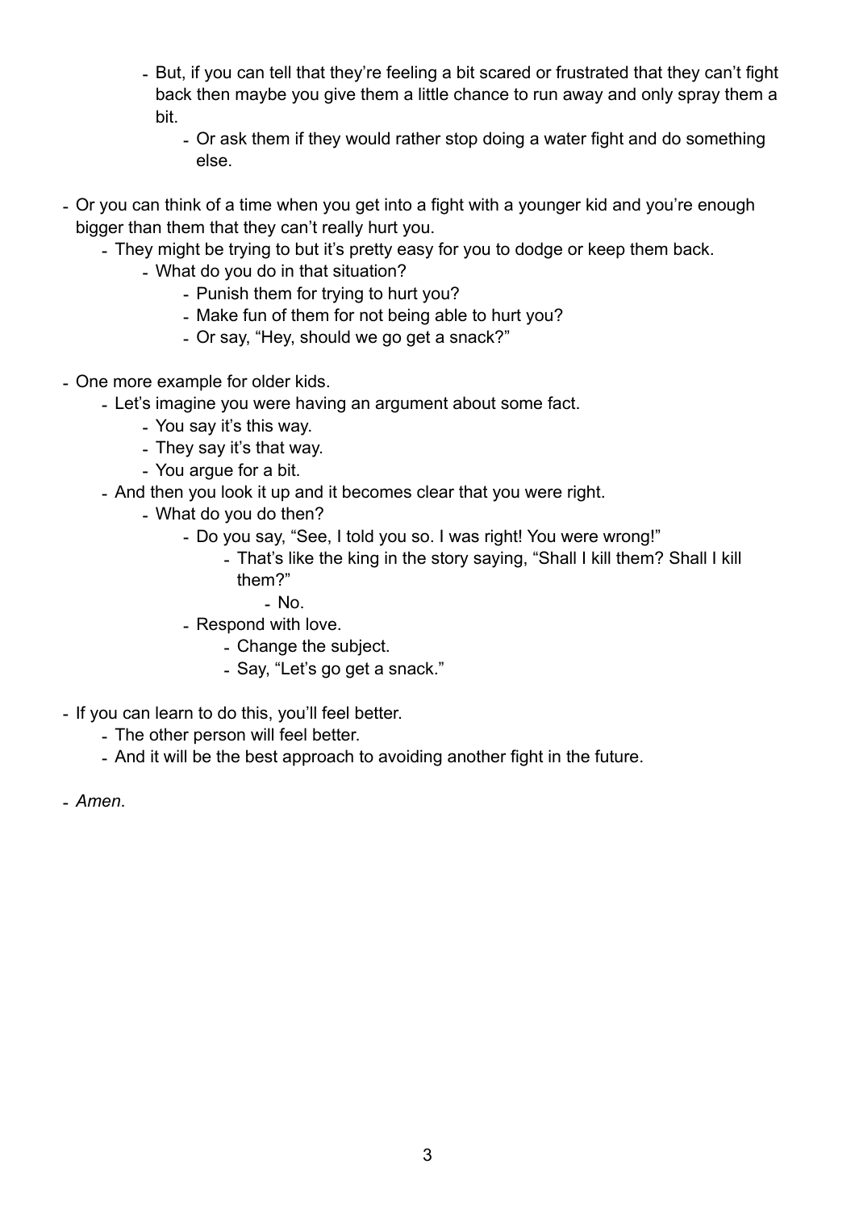- But, if you can tell that they're feeling a bit scared or frustrated that they can't fight back then maybe you give them a little chance to run away and only spray them a bit.
        - Or ask them if they would rather stop doing a water fight and do something else.

- Or you can think of a time when you get into a fight with a younger kid and you're enough bigger than them that they can't really hurt you.
    - They might be trying to but it's pretty easy for you to dodge or keep them back.
        - What do you do in that situation?
            - Punish them for trying to hurt you?
            - Make fun of them for not being able to hurt you?
            - Or say, "Hey, should we go get a snack?"

- One more example for older kids.
    - Let's imagine you were having an argument about some fact.
        - You say it's this way.
        - They say it's that way.
        - You argue for a bit.
    - And then you look it up and it becomes clear that you were right.
        - What do you do then?
            - Do you say, "See, I told you so. I was right! You were wrong!"
                - That's like the king in the story saying, "Shall I kill them? Shall I kill them?"
                    - No.
            - Respond with love.
                - Change the subject.
                - Say, "Let's go get a snack."

- If you can learn to do this, you'll feel better.
    - The other person will feel better.
    - And it will be the best approach to avoiding another fight in the future.

- *Amen*.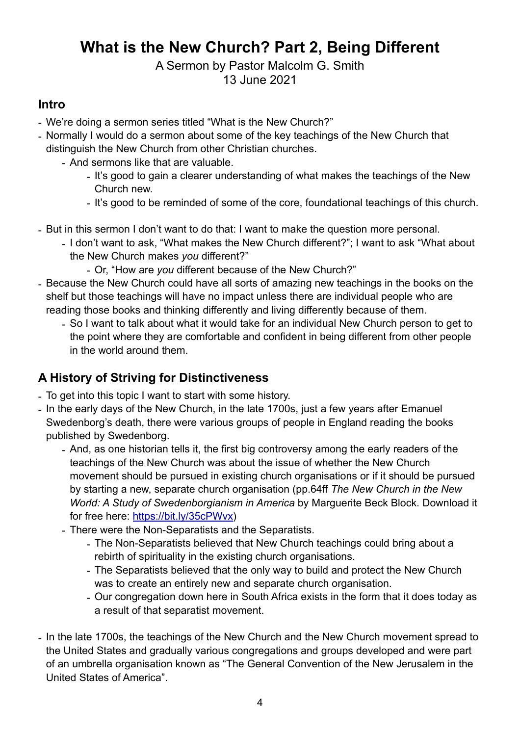# What is the New Church? Part 2, Being Different

A Sermon by Pastor Malcolm G. Smith
13 June 2021

## Intro

- We're doing a sermon series titled "What is the New Church?"
- Normally I would do a sermon about some of the key teachings of the New Church that distinguish the New Church from other Christian churches.
  - And sermons like that are valuable.
    - It's good to gain a clearer understanding of what makes the teachings of the New Church new.
    - It's good to be reminded of some of the core, foundational teachings of this church.
- But in this sermon I don't want to do that: I want to make the question more personal.
  - I don't want to ask, "What makes the New Church different?"; I want to ask "What about the New Church makes *you* different?"
    - Or, "How are *you* different because of the New Church?"
- Because the New Church could have all sorts of amazing new teachings in the books on the shelf but those teachings will have no impact unless there are individual people who are reading those books and thinking differently and living differently because of them.
  - So I want to talk about what it would take for an individual New Church person to get to the point where they are comfortable and confident in being different from other people in the world around them.

## A History of Striving for Distinctiveness

- To get into this topic I want to start with some history.
- In the early days of the New Church, in the late 1700s, just a few years after Emanuel Swedenborg's death, there were various groups of people in England reading the books published by Swedenborg.
  - And, as one historian tells it, the first big controversy among the early readers of the teachings of the New Church was about the issue of whether the New Church movement should be pursued in existing church organisations or if it should be pursued by starting a new, separate church organisation (pp.64ff *The New Church in the New World: A Study of Swedenborgianism in America* by Marguerite Beck Block. Download it for free here: https://bit.ly/35cPWvx)
  - There were the Non-Separatists and the Separatists.
    - The Non-Separatists believed that New Church teachings could bring about a rebirth of spirituality in the existing church organisations.
    - The Separatists believed that the only way to build and protect the New Church was to create an entirely new and separate church organisation.
    - Our congregation down here in South Africa exists in the form that it does today as a result of that separatist movement.
- In the late 1700s, the teachings of the New Church and the New Church movement spread to the United States and gradually various congregations and groups developed and were part of an umbrella organisation known as "The General Convention of the New Jerusalem in the United States of America".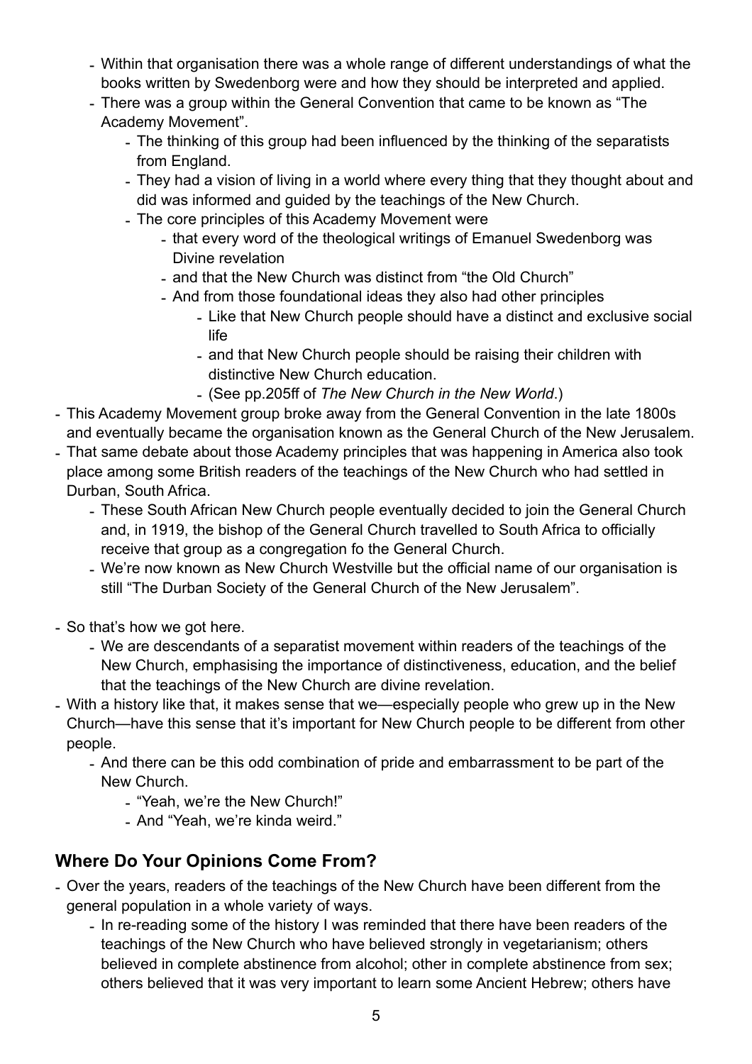- Within that organisation there was a whole range of different understandings of what the books written by Swedenborg were and how they should be interpreted and applied.
- There was a group within the General Convention that came to be known as “The Academy Movement”.
    - The thinking of this group had been influenced by the thinking of the separatists from England.
    - They had a vision of living in a world where every thing that they thought about and did was informed and guided by the teachings of the New Church.
    - The core principles of this Academy Movement were
        - that every word of the theological writings of Emanuel Swedenborg was Divine revelation
        - and that the New Church was distinct from “the Old Church”
        - And from those foundational ideas they also had other principles
            - Like that New Church people should have a distinct and exclusive social life
            - and that New Church people should be raising their children with distinctive New Church education.
            - (See pp.205ff of *The New Church in the New World*.)
- This Academy Movement group broke away from the General Convention in the late 1800s and eventually became the organisation known as the General Church of the New Jerusalem.
- That same debate about those Academy principles that was happening in America also took place among some British readers of the teachings of the New Church who had settled in Durban, South Africa.
    - These South African New Church people eventually decided to join the General Church and, in 1919, the bishop of the General Church travelled to South Africa to officially receive that group as a congregation fo the General Church.
    - We’re now known as New Church Westville but the official name of our organisation is still “The Durban Society of the General Church of the New Jerusalem”.

- So that’s how we got here.
    - We are descendants of a separatist movement within readers of the teachings of the New Church, emphasising the importance of distinctiveness, education, and the belief that the teachings of the New Church are divine revelation.
- With a history like that, it makes sense that we—especially people who grew up in the New Church—have this sense that it’s important for New Church people to be different from other people.
    - And there can be this odd combination of pride and embarrassment to be part of the New Church.
        - “Yeah, we’re the New Church!”
        - And “Yeah, we’re kinda weird.”

## Where Do Your Opinions Come From?

- Over the years, readers of the teachings of the New Church have been different from the general population in a whole variety of ways.
    - In re-reading some of the history I was reminded that there have been readers of the teachings of the New Church who have believed strongly in vegetarianism; others believed in complete abstinence from alcohol; other in complete abstinence from sex; others believed that it was very important to learn some Ancient Hebrew; others have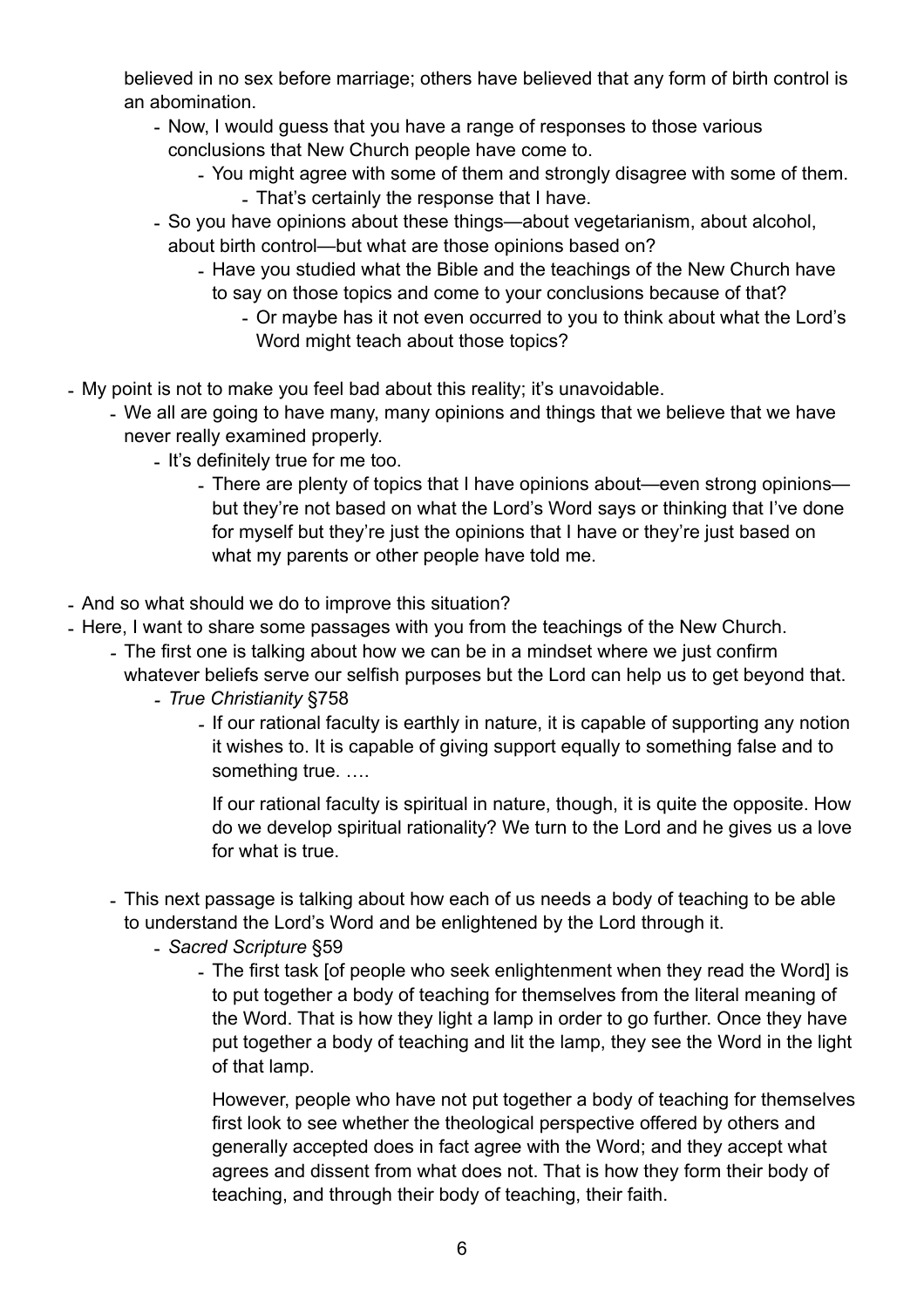believed in no sex before marriage; others have believed that any form of birth control is an abomination.

- Now, I would guess that you have a range of responses to those various conclusions that New Church people have come to.
  - You might agree with some of them and strongly disagree with some of them.
    - That's certainly the response that I have.
- So you have opinions about these things—about vegetarianism, about alcohol, about birth control—but what are those opinions based on?
  - Have you studied what the Bible and the teachings of the New Church have to say on those topics and come to your conclusions because of that?
    - Or maybe has it not even occurred to you to think about what the Lord's Word might teach about those topics?

- My point is not to make you feel bad about this reality; it's unavoidable.
  - We all are going to have many, many opinions and things that we believe that we have never really examined properly.
    - It's definitely true for me too.
      - There are plenty of topics that I have opinions about—even strong opinions—but they're not based on what the Lord's Word says or thinking that I've done for myself but they're just the opinions that I have or they're just based on what my parents or other people have told me.

- And so what should we do to improve this situation?
- Here, I want to share some passages with you from the teachings of the New Church.
  - The first one is talking about how we can be in a mindset where we just confirm whatever beliefs serve our selfish purposes but the Lord can help us to get beyond that.
    - *True Christianity* §758
      - If our rational faculty is earthly in nature, it is capable of supporting any notion it wishes to. It is capable of giving support equally to something false and to something true. ….

        If our rational faculty is spiritual in nature, though, it is quite the opposite. How do we develop spiritual rationality? We turn to the Lord and he gives us a love for what is true.

  - This next passage is talking about how each of us needs a body of teaching to be able to understand the Lord's Word and be enlightened by the Lord through it.
    - *Sacred Scripture* §59
      - The first task [of people who seek enlightenment when they read the Word] is to put together a body of teaching for themselves from the literal meaning of the Word. That is how they light a lamp in order to go further. Once they have put together a body of teaching and lit the lamp, they see the Word in the light of that lamp.

        However, people who have not put together a body of teaching for themselves first look to see whether the theological perspective offered by others and generally accepted does in fact agree with the Word; and they accept what agrees and dissent from what does not. That is how they form their body of teaching, and through their body of teaching, their faith.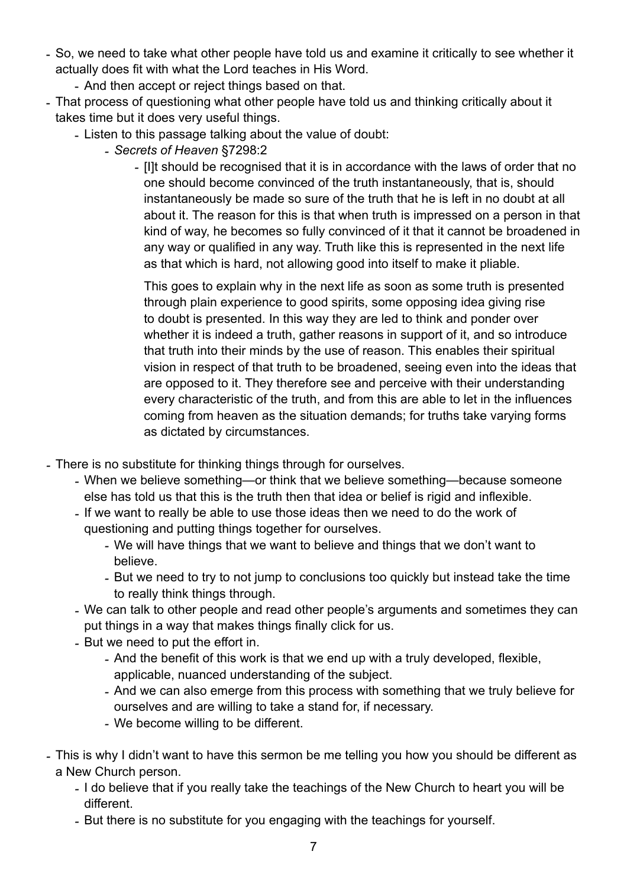- So, we need to take what other people have told us and examine it critically to see whether it actually does fit with what the Lord teaches in His Word.
    - And then accept or reject things based on that.
- That process of questioning what other people have told us and thinking critically about it takes time but it does very useful things.
    - Listen to this passage talking about the value of doubt:
        - *Secrets of Heaven* §7298:2
            - [I]t should be recognised that it is in accordance with the laws of order that no one should become convinced of the truth instantaneously, that is, should instantaneously be made so sure of the truth that he is left in no doubt at all about it. The reason for this is that when truth is impressed on a person in that kind of way, he becomes so fully convinced of it that it cannot be broadened in any way or qualified in any way. Truth like this is represented in the next life as that which is hard, not allowing good into itself to make it pliable.

              This goes to explain why in the next life as soon as some truth is presented through plain experience to good spirits, some opposing idea giving rise to doubt is presented. In this way they are led to think and ponder over whether it is indeed a truth, gather reasons in support of it, and so introduce that truth into their minds by the use of reason. This enables their spiritual vision in respect of that truth to be broadened, seeing even into the ideas that are opposed to it. They therefore see and perceive with their understanding every characteristic of the truth, and from this are able to let in the influences coming from heaven as the situation demands; for truths take varying forms as dictated by circumstances.

- There is no substitute for thinking things through for ourselves.
    - When we believe something—or think that we believe something—because someone else has told us that this is the truth then that idea or belief is rigid and inflexible.
    - If we want to really be able to use those ideas then we need to do the work of questioning and putting things together for ourselves.
        - We will have things that we want to believe and things that we don't want to believe.
        - But we need to try to not jump to conclusions too quickly but instead take the time to really think things through.
    - We can talk to other people and read other people's arguments and sometimes they can put things in a way that makes things finally click for us.
    - But we need to put the effort in.
        - And the benefit of this work is that we end up with a truly developed, flexible, applicable, nuanced understanding of the subject.
        - And we can also emerge from this process with something that we truly believe for ourselves and are willing to take a stand for, if necessary.
        - We become willing to be different.

- This is why I didn't want to have this sermon be me telling you how you should be different as a New Church person.
    - I do believe that if you really take the teachings of the New Church to heart you will be different.
    - But there is no substitute for you engaging with the teachings for yourself.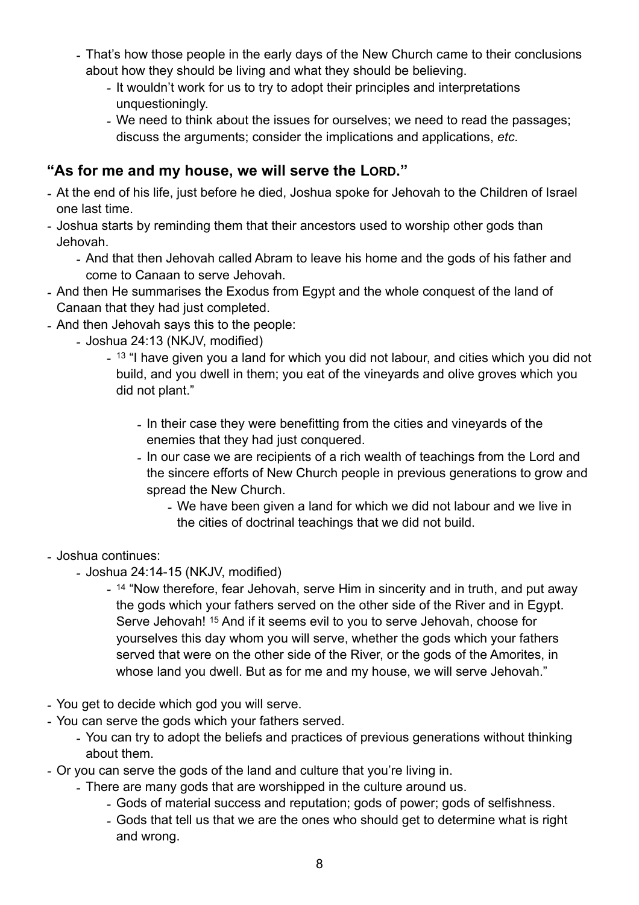- That's how those people in the early days of the New Church came to their conclusions about how they should be living and what they should be believing.
    - It wouldn't work for us to try to adopt their principles and interpretations unquestioningly.
    - We need to think about the issues for ourselves; we need to read the passages; discuss the arguments; consider the implications and applications, *etc*.

## "As for me and my house, we will serve the LORD."

- At the end of his life, just before he died, Joshua spoke for Jehovah to the Children of Israel one last time.
- Joshua starts by reminding them that their ancestors used to worship other gods than Jehovah.
    - And that then Jehovah called Abram to leave his home and the gods of his father and come to Canaan to serve Jehovah.
- And then He summarises the Exodus from Egypt and the whole conquest of the land of Canaan that they had just completed.
- And then Jehovah says this to the people:
    - Joshua 24:13 (NKJV, modified)
        - 13 "I have given you a land for which you did not labour, and cities which you did not build, and you dwell in them; you eat of the vineyards and olive groves which you did not plant."
            - In their case they were benefitting from the cities and vineyards of the enemies that they had just conquered.
            - In our case we are recipients of a rich wealth of teachings from the Lord and the sincere efforts of New Church people in previous generations to grow and spread the New Church.
                - We have been given a land for which we did not labour and we live in the cities of doctrinal teachings that we did not build.
- Joshua continues:
    - Joshua 24:14-15 (NKJV, modified)
        - 14 "Now therefore, fear Jehovah, serve Him in sincerity and in truth, and put away the gods which your fathers served on the other side of the River and in Egypt. Serve Jehovah! 15 And if it seems evil to you to serve Jehovah, choose for yourselves this day whom you will serve, whether the gods which your fathers served that were on the other side of the River, or the gods of the Amorites, in whose land you dwell. But as for me and my house, we will serve Jehovah."
- You get to decide which god you will serve.
- You can serve the gods which your fathers served.
    - You can try to adopt the beliefs and practices of previous generations without thinking about them.
- Or you can serve the gods of the land and culture that you're living in.
    - There are many gods that are worshipped in the culture around us.
        - Gods of material success and reputation; gods of power; gods of selfishness.
        - Gods that tell us that we are the ones who should get to determine what is right and wrong.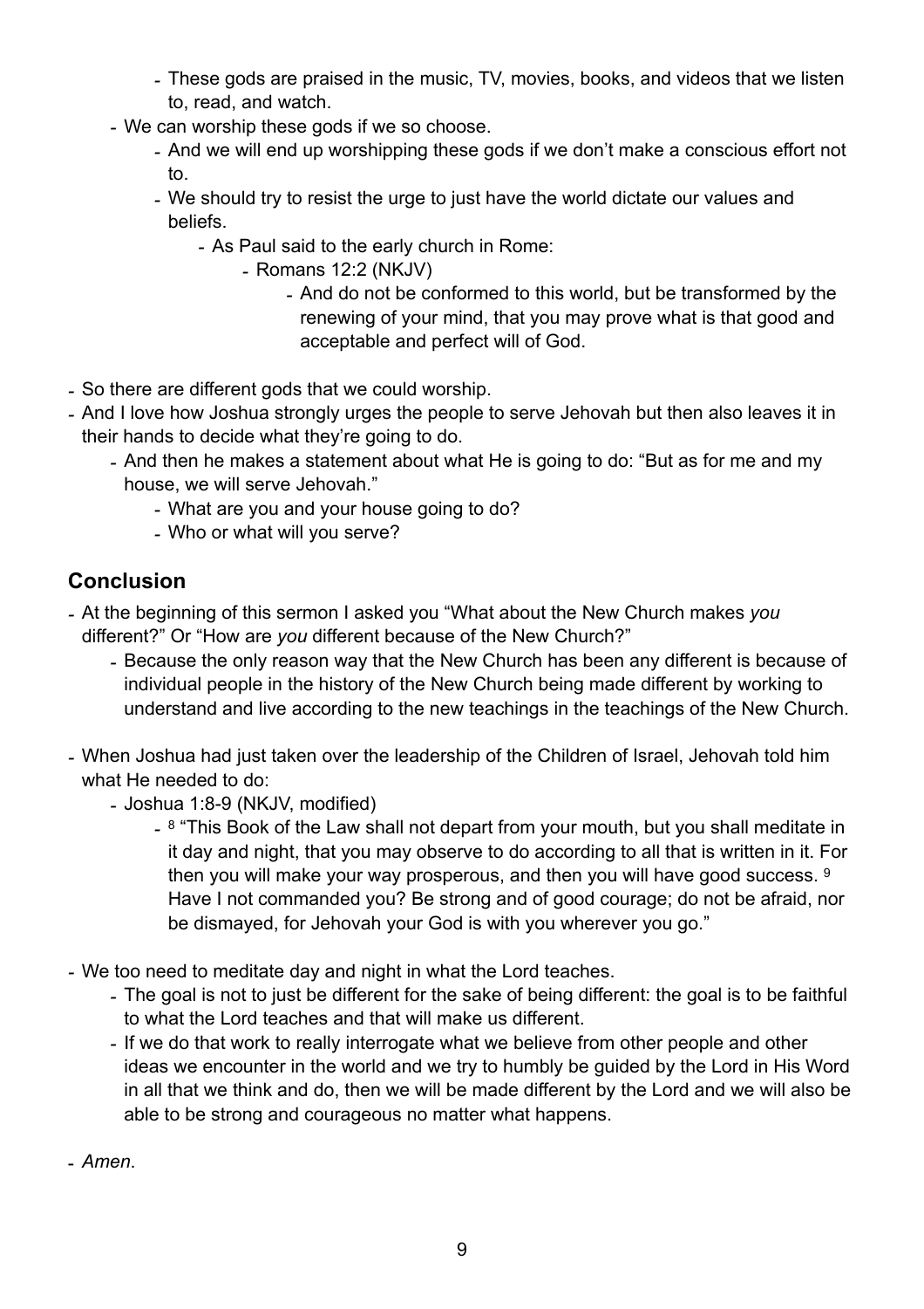- These gods are praised in the music, TV, movies, books, and videos that we listen to, read, and watch.
- We can worship these gods if we so choose.
    - And we will end up worshipping these gods if we don't make a conscious effort not to.
    - We should try to resist the urge to just have the world dictate our values and beliefs.
        - As Paul said to the early church in Rome:
            - Romans 12:2 (NKJV)
                - And do not be conformed to this world, but be transformed by the renewing of your mind, that you may prove what is that good and acceptable and perfect will of God.

- So there are different gods that we could worship.
- And I love how Joshua strongly urges the people to serve Jehovah but then also leaves it in their hands to decide what they're going to do.
    - And then he makes a statement about what He is going to do: "But as for me and my house, we will serve Jehovah."
        - What are you and your house going to do?
        - Who or what will you serve?

## Conclusion

- At the beginning of this sermon I asked you "What about the New Church makes *you* different?" Or "How are *you* different because of the New Church?"
    - Because the only reason way that the New Church has been any different is because of individual people in the history of the New Church being made different by working to understand and live according to the new teachings in the teachings of the New Church.

- When Joshua had just taken over the leadership of the Children of Israel, Jehovah told him what He needed to do:
    - Joshua 1:8-9 (NKJV, modified)
        - [8] "This Book of the Law shall not depart from your mouth, but you shall meditate in it day and night, that you may observe to do according to all that is written in it. For then you will make your way prosperous, and then you will have good success. [9] Have I not commanded you? Be strong and of good courage; do not be afraid, nor be dismayed, for Jehovah your God is with you wherever you go."

- We too need to meditate day and night in what the Lord teaches.
    - The goal is not to just be different for the sake of being different: the goal is to be faithful to what the Lord teaches and that will make us different.
    - If we do that work to really interrogate what we believe from other people and other ideas we encounter in the world and we try to humbly be guided by the Lord in His Word in all that we think and do, then we will be made different by the Lord and we will also be able to be strong and courageous no matter what happens.

- *Amen*.